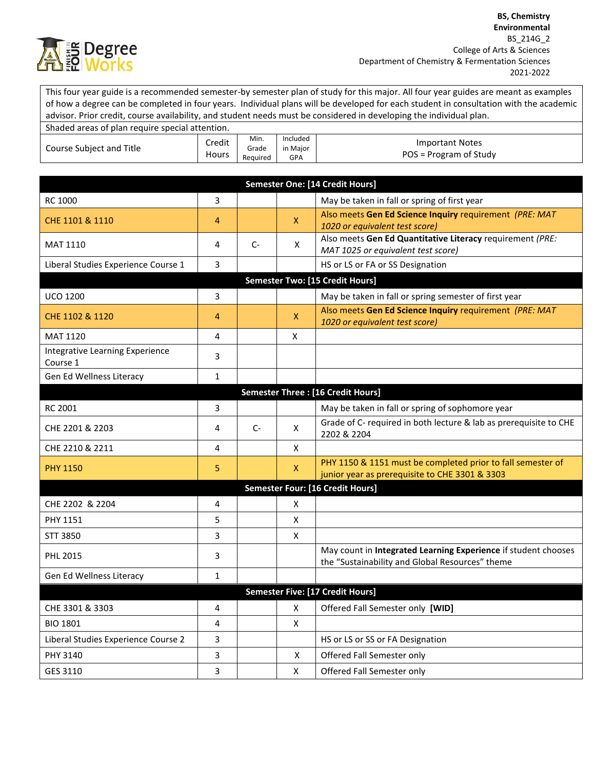**BS, Chemistry**
**Environmental**
BS_214G_2
College of Arts & Sciences
Department of Chemistry & Fermentation Sciences
2021-2022

This four year guide is a recommended semester-by semester plan of study for this major. All four year guides are meant as examples of how a degree can be completed in four years. Individual plans will be developed for each student in consultation with the academic advisor. Prior credit, course availability, and student needs must be considered in developing the individual plan.

Shaded areas of plan require special attention.

| Course Subject and Title | Credit Hours | Min. Grade Required | Included in Major GPA | Important Notes POS = Program of Study |
|---|---|---|---|---|
| **Semester One: [14 Credit Hours]** | | | | |
| RC 1000 | 3 | | | May be taken in fall or spring of first year |
| CHE 1101 & 1110 | 4 | | X | Also meets **Gen Ed Science Inquiry** requirement *(PRE: MAT 1020 or equivalent test score)* |
| MAT 1110 | 4 | C- | X | Also meets **Gen Ed Quantitative Literacy** requirement *(PRE: MAT 1025 or equivalent test score)* |
| Liberal Studies Experience Course 1 | 3 | | | HS or LS or FA or SS Designation |
| **Semester Two: [15 Credit Hours]** | | | | |
| UCO 1200 | 3 | | | May be taken in fall or spring semester of first year |
| CHE 1102 & 1120 | 4 | | X | Also meets **Gen Ed Science Inquiry** requirement *(PRE: MAT 1020 or equivalent test score)* |
| MAT 1120 | 4 | | X | |
| Integrative Learning Experience Course 1 | 3 | | | |
| Gen Ed Wellness Literacy | 1 | | | |
| **Semester Three : [16 Credit Hours]** | | | | |
| RC 2001 | 3 | | | May be taken in fall or spring of sophomore year |
| CHE 2201 & 2203 | 4 | C- | X | Grade of C- required in both lecture & lab as prerequisite to CHE 2202 & 2204 |
| CHE 2210 & 2211 | 4 | | X | |
| PHY 1150 | 5 | | X | PHY 1150 & 1151 must be completed prior to fall semester of junior year as prerequisite to CHE 3301 & 3303 |
| **Semester Four: [16 Credit Hours]** | | | | |
| CHE 2202 & 2204 | 4 | | X | |
| PHY 1151 | 5 | | X | |
| STT 3850 | 3 | | X | |
| PHL 2015 | 3 | | | May count in **Integrated Learning Experience** if student chooses the "Sustainability and Global Resources" theme |
| Gen Ed Wellness Literacy | 1 | | | |
| **Semester Five: [17 Credit Hours]** | | | | |
| CHE 3301 & 3303 | 4 | | X | Offered Fall Semester only **[WID]** |
| BIO 1801 | 4 | | X | |
| Liberal Studies Experience Course 2 | 3 | | | HS or LS or SS or FA Designation |
| PHY 3140 | 3 | | X | Offered Fall Semester only |
| GES 3110 | 3 | | X | Offered Fall Semester only |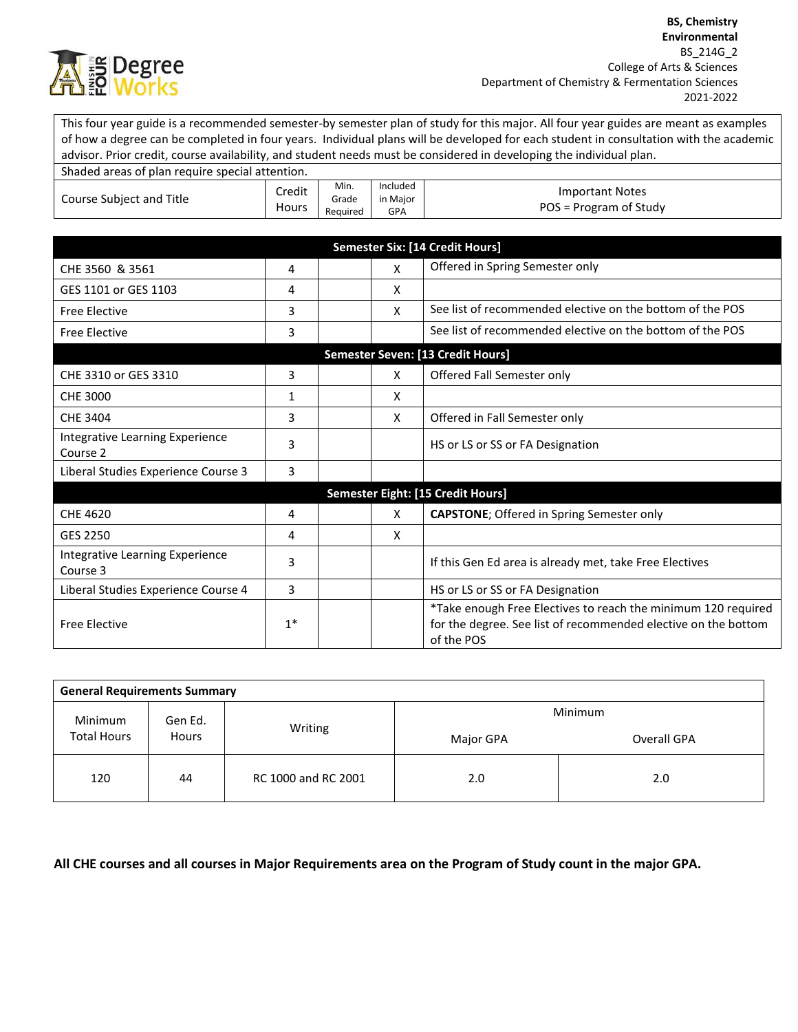**BS, Chemistry**
**Environmental**
BS_214G_2
College of Arts & Sciences
Department of Chemistry & Fermentation Sciences
2021-2022

This four year guide is a recommended semester-by semester plan of study for this major. All four year guides are meant as examples of how a degree can be completed in four years. Individual plans will be developed for each student in consultation with the academic advisor. Prior credit, course availability, and student needs must be considered in developing the individual plan.

Shaded areas of plan require special attention.

| Course Subject and Title | Credit Hours | Min. Grade Required | Included in Major GPA | Important Notes POS = Program of Study |
|---|---|---|---|---|
| **Semester Six: [14 Credit Hours]** | | | | |
| CHE 3560 & 3561 | 4 | | X | Offered in Spring Semester only |
| GES 1101 or GES 1103 | 4 | | X | |
| Free Elective | 3 | | X | See list of recommended elective on the bottom of the POS |
| Free Elective | 3 | | | See list of recommended elective on the bottom of the POS |
| **Semester Seven: [13 Credit Hours]** | | | | |
| CHE 3310 or GES 3310 | 3 | | X | Offered Fall Semester only |
| CHE 3000 | 1 | | X | |
| CHE 3404 | 3 | | X | Offered in Fall Semester only |
| Integrative Learning Experience Course 2 | 3 | | | HS or LS or SS or FA Designation |
| Liberal Studies Experience Course 3 | 3 | | | |
| **Semester Eight: [15 Credit Hours]** | | | | |
| CHE 4620 | 4 | | X | **CAPSTONE**; Offered in Spring Semester only |
| GES 2250 | 4 | | X | |
| Integrative Learning Experience Course 3 | 3 | | | If this Gen Ed area is already met, take Free Electives |
| Liberal Studies Experience Course 4 | 3 | | | HS or LS or SS or FA Designation |
| Free Elective | 1* | | | *Take enough Free Electives to reach the minimum 120 required for the degree. See list of recommended elective on the bottom of the POS |

| **General Requirements Summary** | | | | |
|---|---|---|---|---|
| Minimum Total Hours | Gen Ed. Hours | Writing | Minimum | |
| | | | Major GPA | Overall GPA |
| 120 | 44 | RC 1000 and RC 2001 | 2.0 | 2.0 |

**All CHE courses and all courses in Major Requirements area on the Program of Study count in the major GPA.**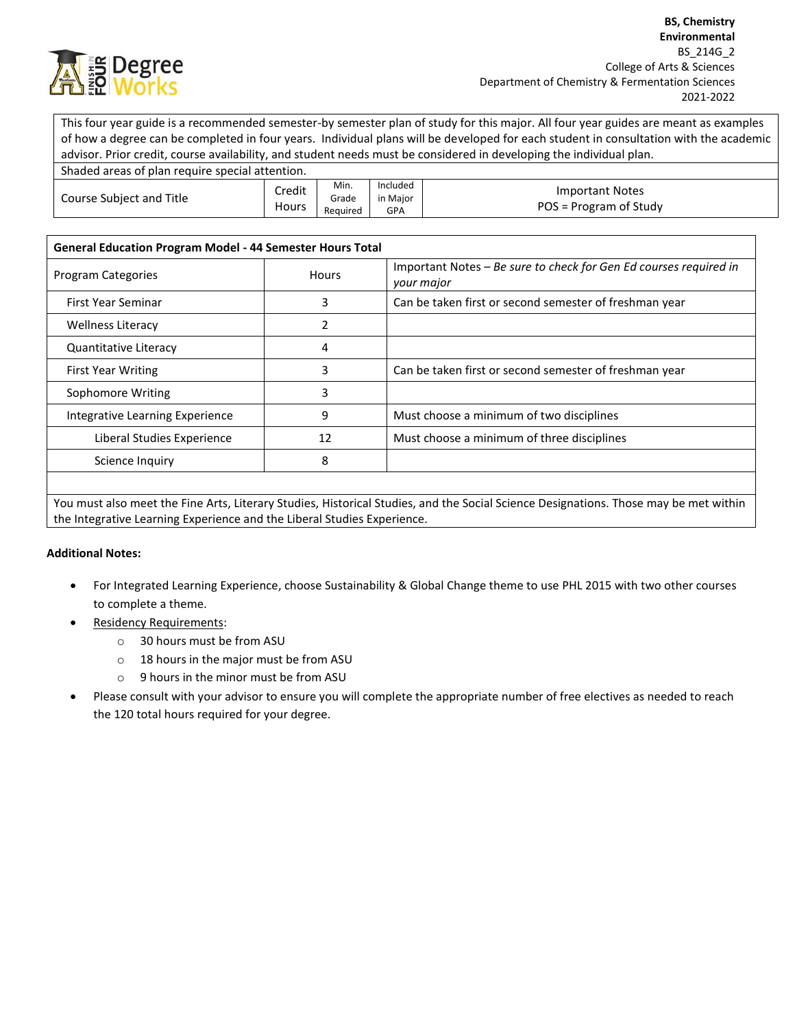**BS, Chemistry**
**Environmental**
BS_214G_2
College of Arts & Sciences
Department of Chemistry & Fermentation Sciences
2021-2022

| This four year guide is a recommended semester-by semester plan of study for this major. All four year guides are meant as examples of how a degree can be completed in four years. Individual plans will be developed for each student in consultation with the academic advisor. Prior credit, course availability, and student needs must be considered in developing the individual plan. | | | | |
|---|---|---|---|---|
| Shaded areas of plan require special attention. | | | | |
| Course Subject and Title | Credit Hours | Min. Grade Required | Included in Major GPA | Important Notes POS = Program of Study |

| General Education Program Model - 44 Semester Hours Total | | |
|---|---|---|
| Program Categories | Hours | Important Notes – *Be sure to check for Gen Ed courses required in your major* |
| First Year Seminar | 3 | Can be taken first or second semester of freshman year |
| Wellness Literacy | 2 | |
| Quantitative Literacy | 4 | |
| First Year Writing | 3 | Can be taken first or second semester of freshman year |
| Sophomore Writing | 3 | |
| Integrative Learning Experience | 9 | Must choose a minimum of two disciplines |
| Liberal Studies Experience | 12 | Must choose a minimum of three disciplines |
| Science Inquiry | 8 | |
| | | |
| You must also meet the Fine Arts, Literary Studies, Historical Studies, and the Social Science Designations. Those may be met within the Integrative Learning Experience and the Liberal Studies Experience. | | |

**Additional Notes:**

- For Integrated Learning Experience, choose Sustainability & Global Change theme to use PHL 2015 with two other courses to complete a theme.
- Residency Requirements:
    - 30 hours must be from ASU
    - 18 hours in the major must be from ASU
    - 9 hours in the minor must be from ASU
- Please consult with your advisor to ensure you will complete the appropriate number of free electives as needed to reach the 120 total hours required for your degree.